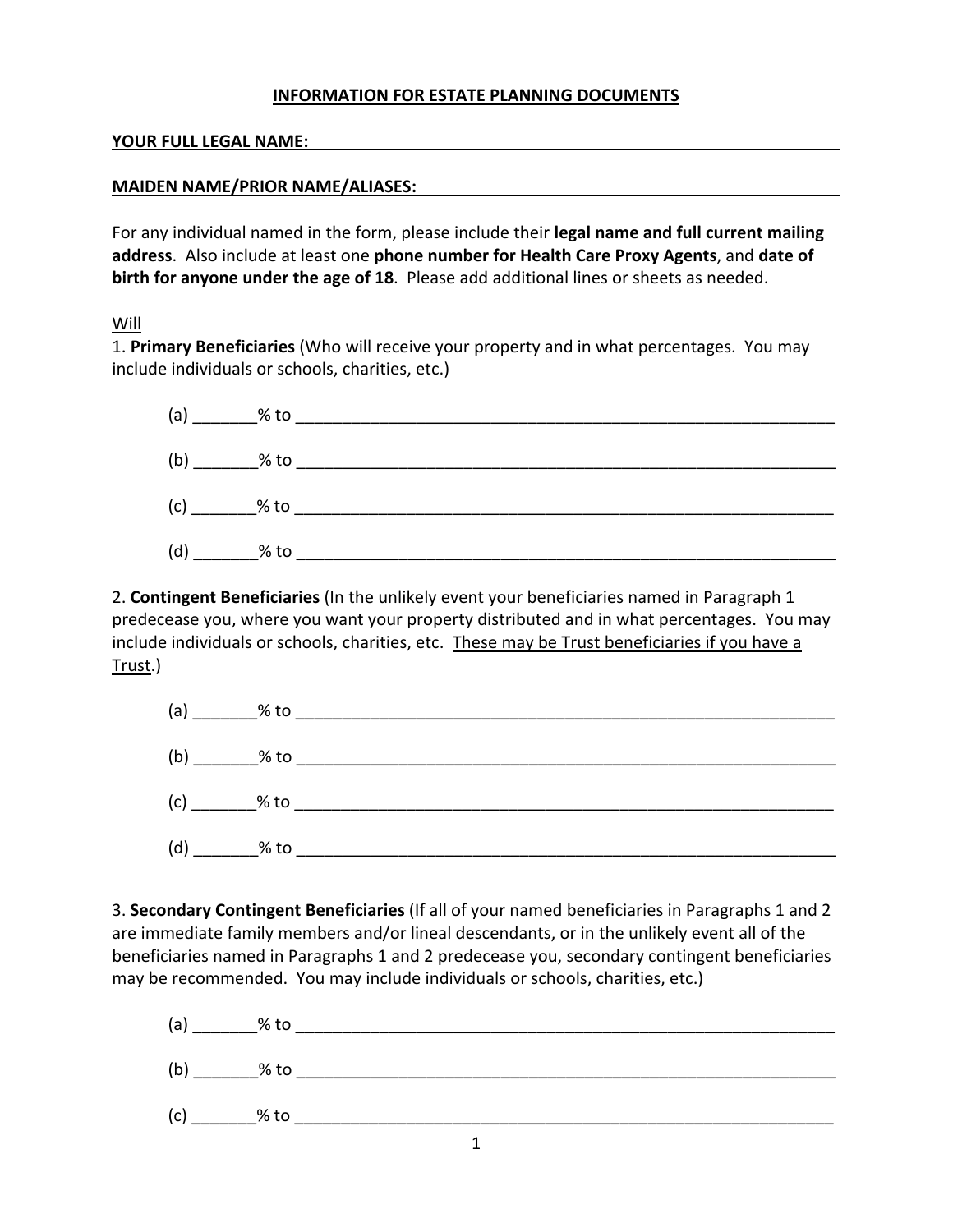# INFORMATION FOR ESTATE PLANNING DOCUMENTS

**YOUR FULL LEGAL NAME:** ______________________________________________

**MAIDEN NAME/PRIOR NAME/ALIASES:** ______________________________________

For any individual named in the form, please include their **legal name and full current mailing address**. Also include at least one **phone number for Health Care Proxy Agents**, and **date of birth for anyone under the age of 18**. Please add additional lines or sheets as needed.

Will

1. **Primary Beneficiaries** (Who will receive your property and in what percentages. You may include individuals or schools, charities, etc.)

   (a) _______% to ______________________________________________________________

   (b) _______% to ______________________________________________________________

   (c) _______% to ______________________________________________________________

   (d) _______% to ______________________________________________________________

2. **Contingent Beneficiaries** (In the unlikely event your beneficiaries named in Paragraph 1 predecease you, where you want your property distributed and in what percentages. You may include individuals or schools, charities, etc. These may be Trust beneficiaries if you have a Trust.)

   (a) _______% to ______________________________________________________________

   (b) _______% to ______________________________________________________________

   (c) _______% to ______________________________________________________________

   (d) _______% to ______________________________________________________________

3. **Secondary Contingent Beneficiaries** (If all of your named beneficiaries in Paragraphs 1 and 2 are immediate family members and/or lineal descendants, or in the unlikely event all of the beneficiaries named in Paragraphs 1 and 2 predecease you, secondary contingent beneficiaries may be recommended. You may include individuals or schools, charities, etc.)

   (a) _______% to ______________________________________________________________

   (b) _______% to ______________________________________________________________

   (c) _______% to ______________________________________________________________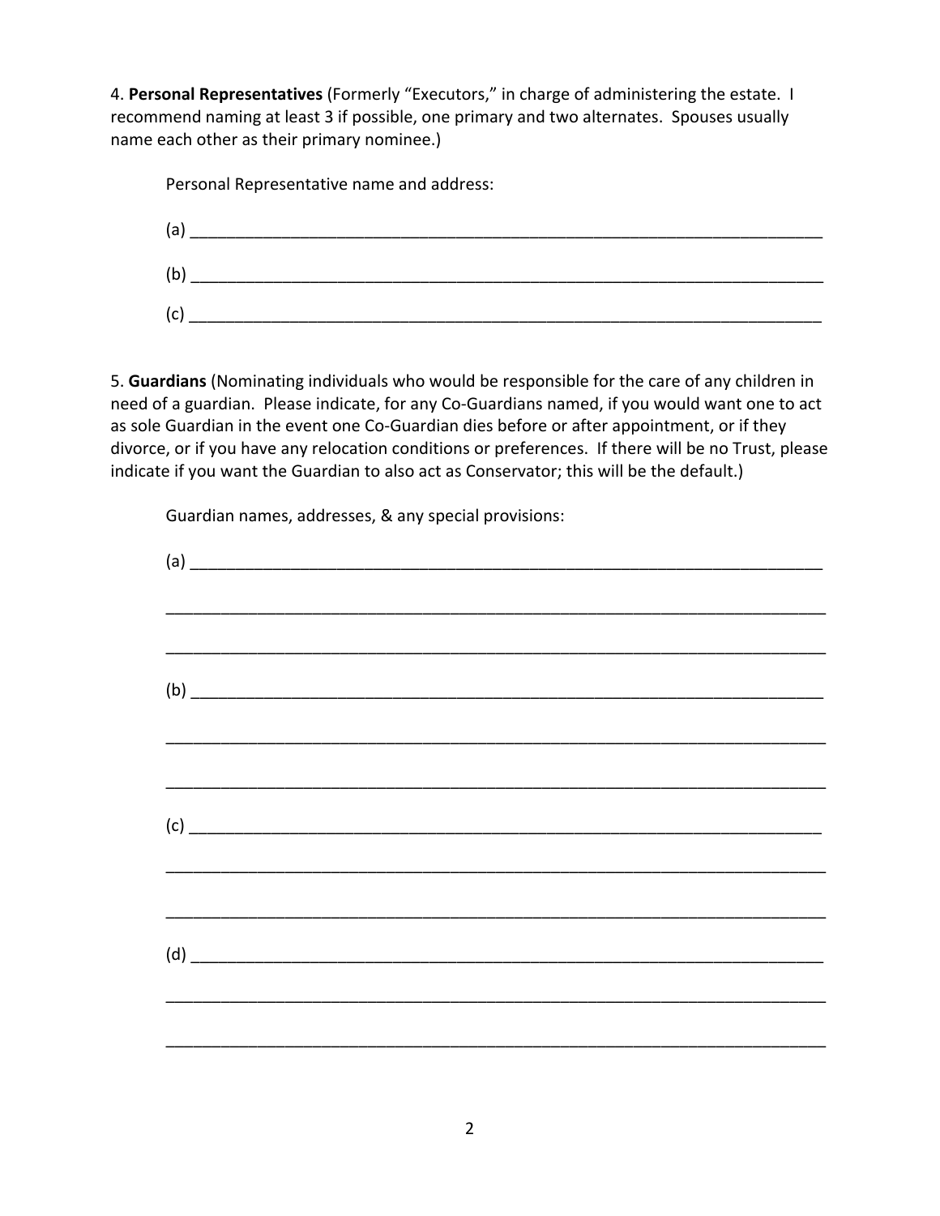4. **Personal Representatives** (Formerly "Executors," in charge of administering the estate. I recommend naming at least 3 if possible, one primary and two alternates. Spouses usually name each other as their primary nominee.)

Personal Representative name and address:

(a) ______________________________________________________________________

(b) ______________________________________________________________________

(c) ______________________________________________________________________

5. **Guardians** (Nominating individuals who would be responsible for the care of any children in need of a guardian. Please indicate, for any Co-Guardians named, if you would want one to act as sole Guardian in the event one Co-Guardian dies before or after appointment, or if they divorce, or if you have any relocation conditions or preferences. If there will be no Trust, please indicate if you want the Guardian to also act as Conservator; this will be the default.)

Guardian names, addresses, & any special provisions:

(a) ______________________________________________________________________

__________________________________________________________________________

__________________________________________________________________________

(b) ______________________________________________________________________

__________________________________________________________________________

__________________________________________________________________________

(c) ______________________________________________________________________

__________________________________________________________________________

__________________________________________________________________________

(d) ______________________________________________________________________

__________________________________________________________________________

__________________________________________________________________________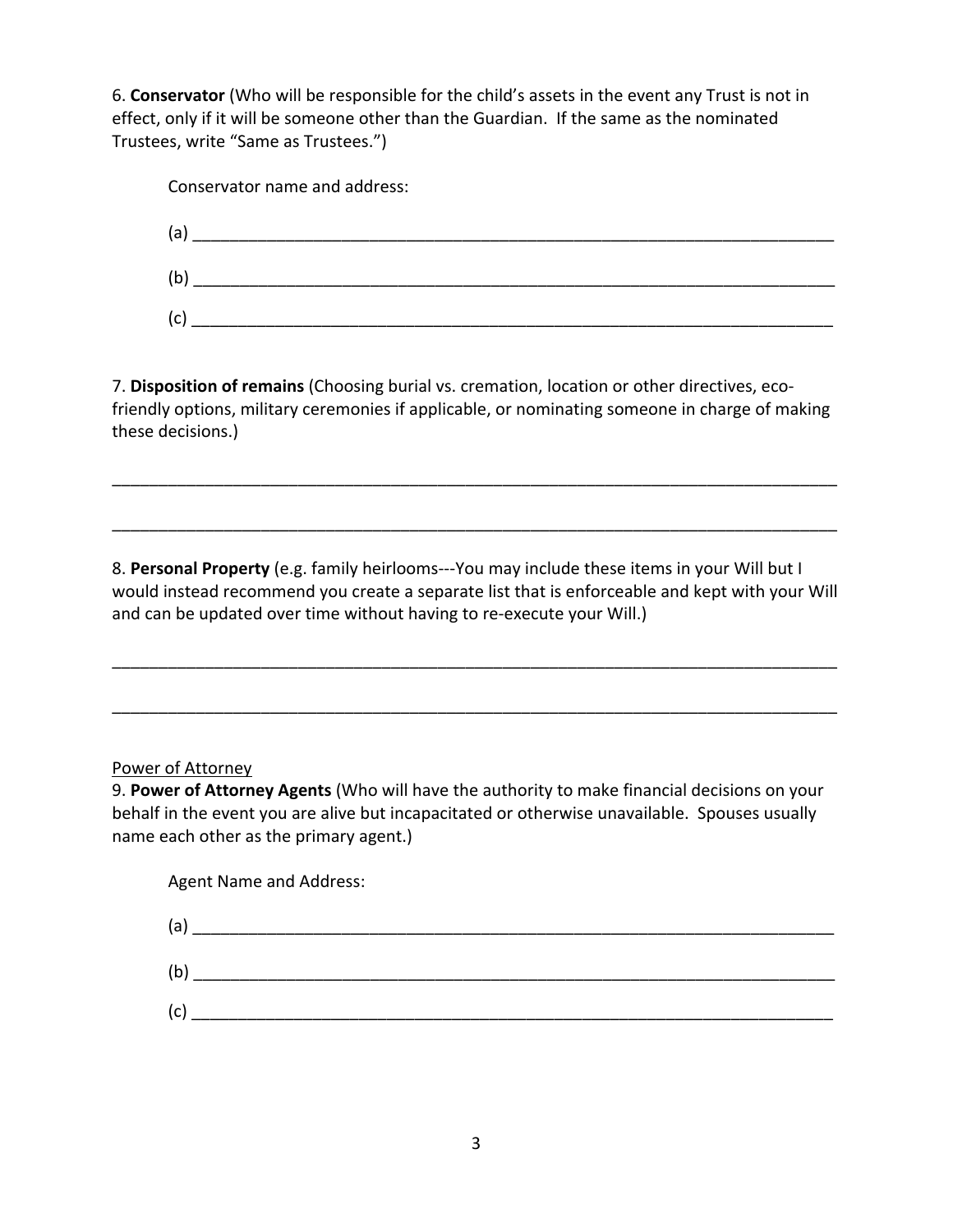6. **Conservator** (Who will be responsible for the child's assets in the event any Trust is not in effect, only if it will be someone other than the Guardian. If the same as the nominated Trustees, write "Same as Trustees.")

Conservator name and address:

(a) ______________________________________________________________________

(b) ______________________________________________________________________

(c) ______________________________________________________________________

7. **Disposition of remains** (Choosing burial vs. cremation, location or other directives, eco-friendly options, military ceremonies if applicable, or nominating someone in charge of making these decisions.)

______________________________________________________________________________

______________________________________________________________________________

8. **Personal Property** (e.g. family heirlooms---You may include these items in your Will but I would instead recommend you create a separate list that is enforceable and kept with your Will and can be updated over time without having to re-execute your Will.)

______________________________________________________________________________

______________________________________________________________________________

<u>Power of Attorney</u>

9. **Power of Attorney Agents** (Who will have the authority to make financial decisions on your behalf in the event you are alive but incapacitated or otherwise unavailable. Spouses usually name each other as the primary agent.)

Agent Name and Address:

(a) ______________________________________________________________________

(b) ______________________________________________________________________

(c) ______________________________________________________________________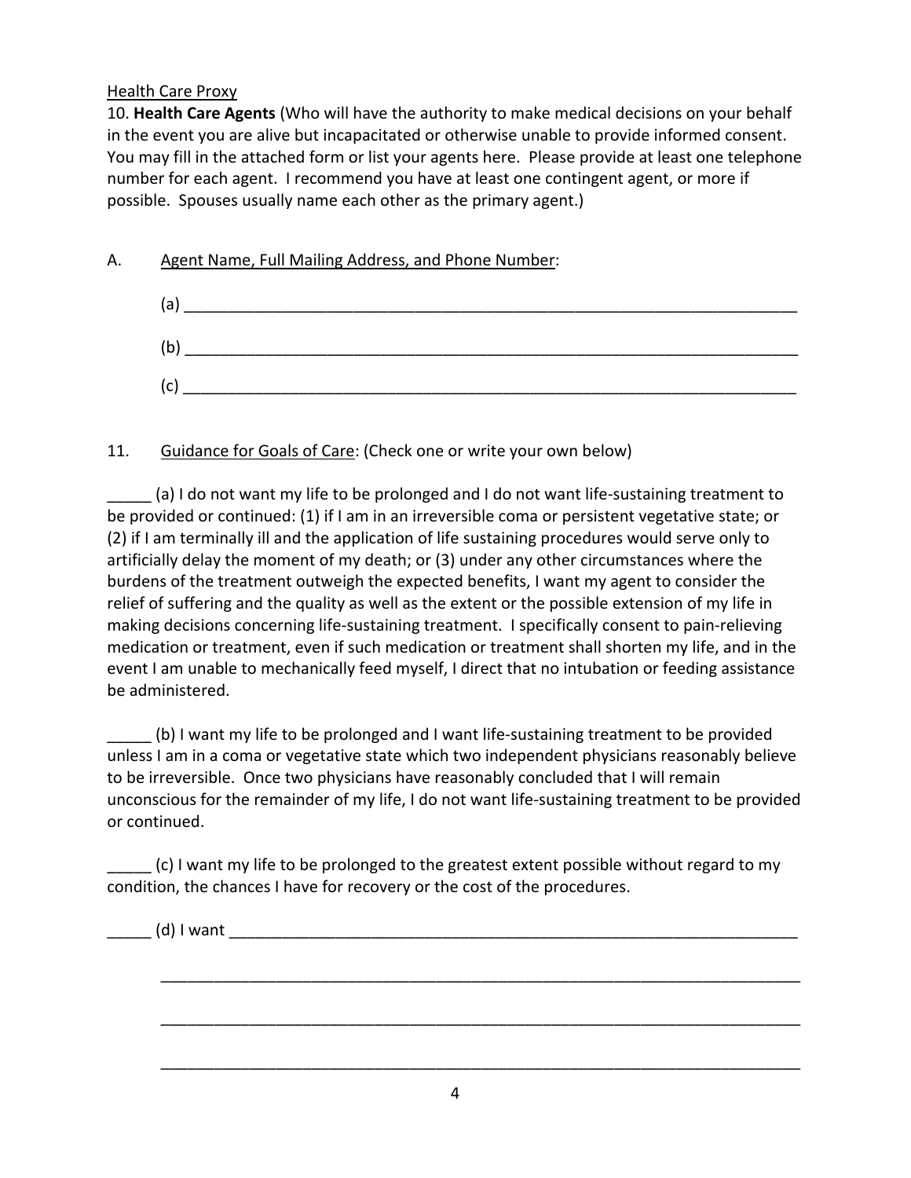Health Care Proxy

10. **Health Care Agents** (Who will have the authority to make medical decisions on your behalf in the event you are alive but incapacitated or otherwise unable to provide informed consent. You may fill in the attached form or list your agents here. Please provide at least one telephone number for each agent. I recommend you have at least one contingent agent, or more if possible. Spouses usually name each other as the primary agent.)

A. Agent Name, Full Mailing Address, and Phone Number:

(a) ______________________________________________________________________

(b) ______________________________________________________________________

(c) ______________________________________________________________________

11. Guidance for Goals of Care: (Check one or write your own below)

_____ (a) I do not want my life to be prolonged and I do not want life-sustaining treatment to be provided or continued: (1) if I am in an irreversible coma or persistent vegetative state; or (2) if I am terminally ill and the application of life sustaining procedures would serve only to artificially delay the moment of my death; or (3) under any other circumstances where the burdens of the treatment outweigh the expected benefits, I want my agent to consider the relief of suffering and the quality as well as the extent or the possible extension of my life in making decisions concerning life-sustaining treatment. I specifically consent to pain-relieving medication or treatment, even if such medication or treatment shall shorten my life, and in the event I am unable to mechanically feed myself, I direct that no intubation or feeding assistance be administered.

_____ (b) I want my life to be prolonged and I want life-sustaining treatment to be provided unless I am in a coma or vegetative state which two independent physicians reasonably believe to be irreversible. Once two physicians have reasonably concluded that I will remain unconscious for the remainder of my life, I do not want life-sustaining treatment to be provided or continued.

_____ (c) I want my life to be prolonged to the greatest extent possible without regard to my condition, the chances I have for recovery or the cost of the procedures.

_____ (d) I want ______________________________________________________________

______________________________________________________________________

______________________________________________________________________

______________________________________________________________________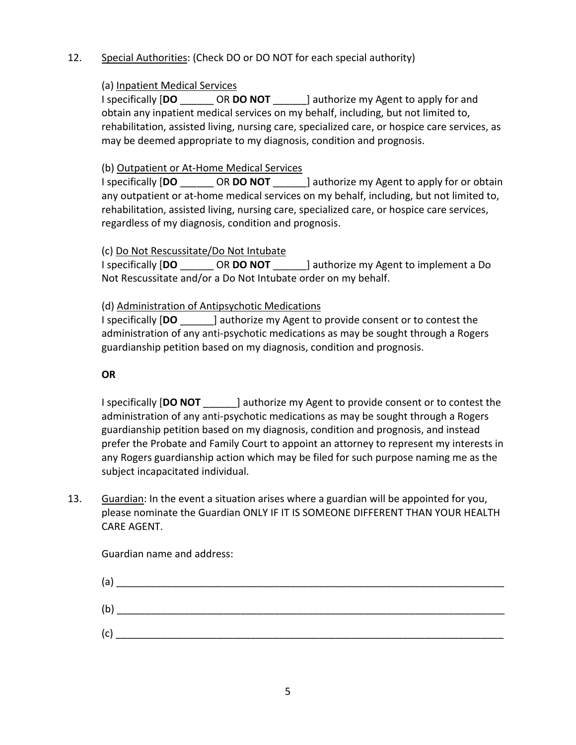12. Special Authorities: (Check DO or DO NOT for each special authority)

(a) Inpatient Medical Services

I specifically [**DO** ______ OR **DO NOT** ______] authorize my Agent to apply for and obtain any inpatient medical services on my behalf, including, but not limited to, rehabilitation, assisted living, nursing care, specialized care, or hospice care services, as may be deemed appropriate to my diagnosis, condition and prognosis.

(b) Outpatient or At-Home Medical Services

I specifically [**DO** ______ OR **DO NOT** ______] authorize my Agent to apply for or obtain any outpatient or at-home medical services on my behalf, including, but not limited to, rehabilitation, assisted living, nursing care, specialized care, or hospice care services, regardless of my diagnosis, condition and prognosis.

(c) Do Not Rescussitate/Do Not Intubate

I specifically [**DO** ______ OR **DO NOT** ______] authorize my Agent to implement a Do Not Rescussitate and/or a Do Not Intubate order on my behalf.

(d) Administration of Antipsychotic Medications

I specifically [**DO** ______] authorize my Agent to provide consent or to contest the administration of any anti-psychotic medications as may be sought through a Rogers guardianship petition based on my diagnosis, condition and prognosis.

**OR**

I specifically [**DO NOT** ______] authorize my Agent to provide consent or to contest the administration of any anti-psychotic medications as may be sought through a Rogers guardianship petition based on my diagnosis, condition and prognosis, and instead prefer the Probate and Family Court to appoint an attorney to represent my interests in any Rogers guardianship action which may be filed for such purpose naming me as the subject incapacitated individual.

13. Guardian: In the event a situation arises where a guardian will be appointed for you, please nominate the Guardian ONLY IF IT IS SOMEONE DIFFERENT THAN YOUR HEALTH CARE AGENT.

Guardian name and address:

(a) ______________________________________________________________________

(b) ______________________________________________________________________

(c) ______________________________________________________________________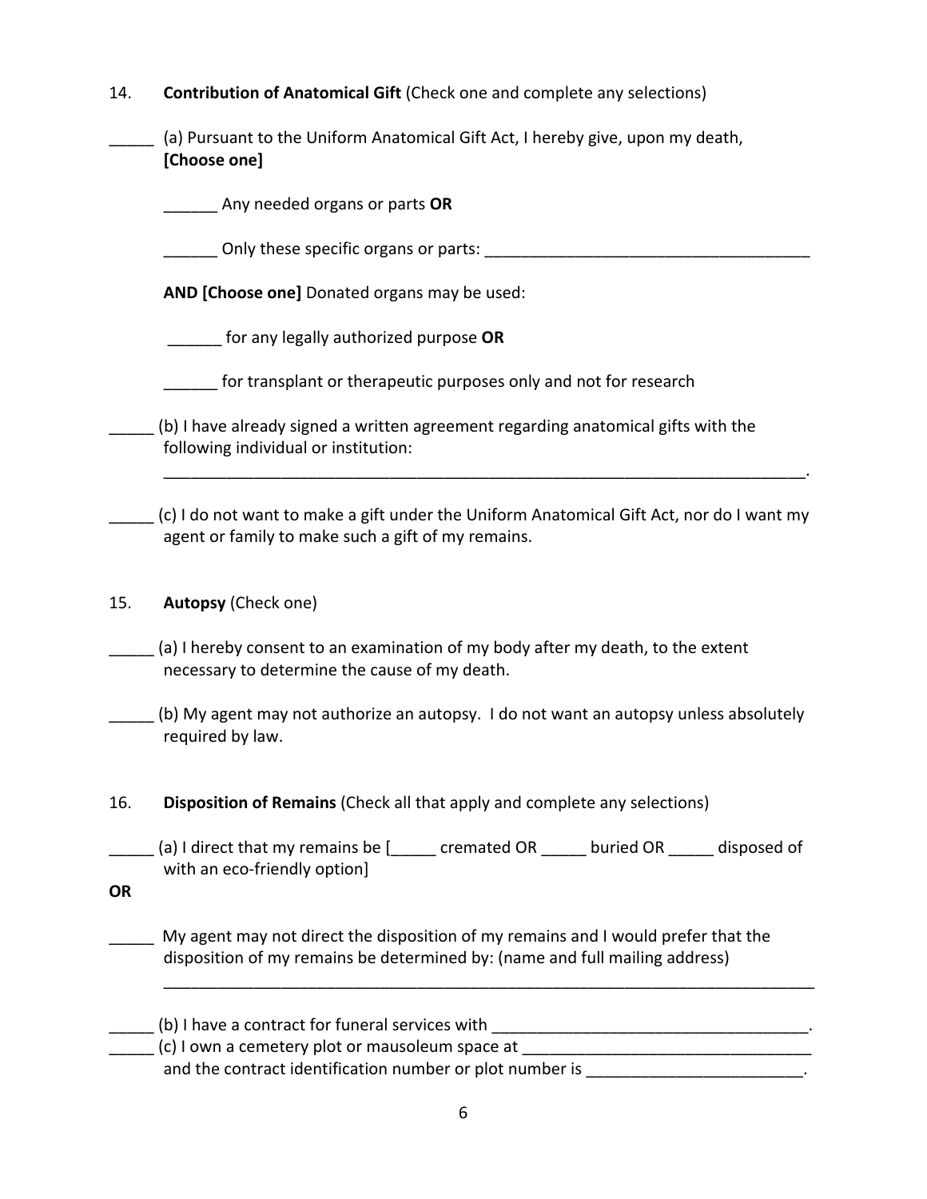14. **Contribution of Anatomical Gift** (Check one and complete any selections)

_____ (a) Pursuant to the Uniform Anatomical Gift Act, I hereby give, upon my death, **[Choose one]**

______ Any needed organs or parts **OR**

______ Only these specific organs or parts: ____________________________________

**AND [Choose one]** Donated organs may be used:

______ for any legally authorized purpose **OR**

______ for transplant or therapeutic purposes only and not for research

_____ (b) I have already signed a written agreement regarding anatomical gifts with the following individual or institution: _________________________________________________________________________.

_____ (c) I do not want to make a gift under the Uniform Anatomical Gift Act, nor do I want my agent or family to make such a gift of my remains.

15. **Autopsy** (Check one)

_____ (a) I hereby consent to an examination of my body after my death, to the extent necessary to determine the cause of my death.

_____ (b) My agent may not authorize an autopsy. I do not want an autopsy unless absolutely required by law.

16. **Disposition of Remains** (Check all that apply and complete any selections)

_____ (a) I direct that my remains be [_____ cremated OR _____ buried OR _____ disposed of with an eco-friendly option]

**OR**

_____ My agent may not direct the disposition of my remains and I would prefer that the disposition of my remains be determined by: (name and full mailing address)

_________________________________________________________________________

_____ (b) I have a contract for funeral services with ___________________________________.

_____ (c) I own a cemetery plot or mausoleum space at ________________________________ and the contract identification number or plot number is ________________________.